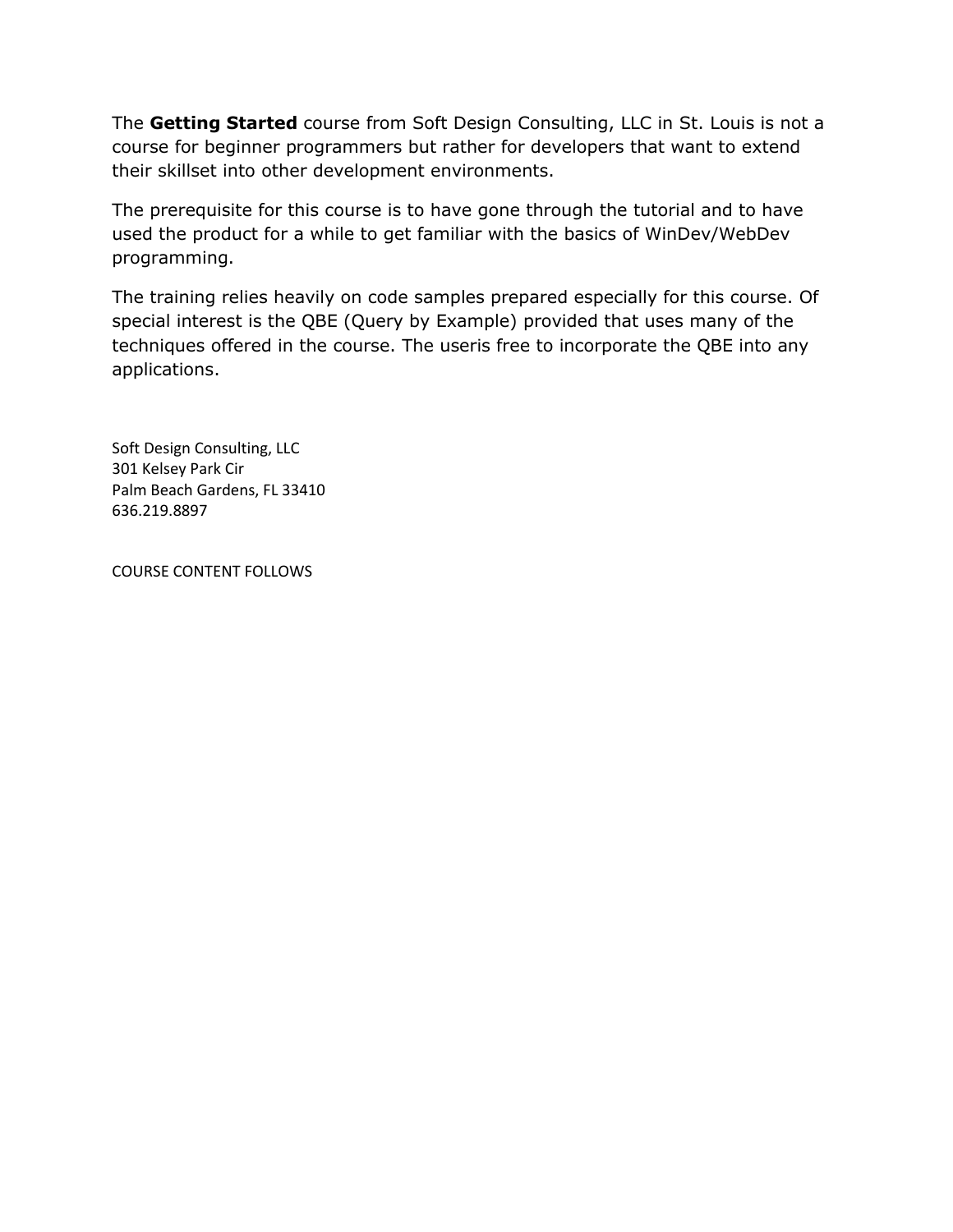The **Getting Started** course from Soft Design Consulting, LLC in St. Louis is not a course for beginner programmers but rather for developers that want to extend their skillset into other development environments.

The prerequisite for this course is to have gone through the tutorial and to have used the product for a while to get familiar with the basics of WinDev/WebDev programming.

The training relies heavily on code samples prepared especially for this course. Of special interest is the QBE (Query by Example) provided that uses many of the techniques offered in the course. The useris free to incorporate the QBE into any applications.

Soft Design Consulting, LLC
301 Kelsey Park Cir
Palm Beach Gardens, FL 33410
636.219.8897

COURSE CONTENT FOLLOWS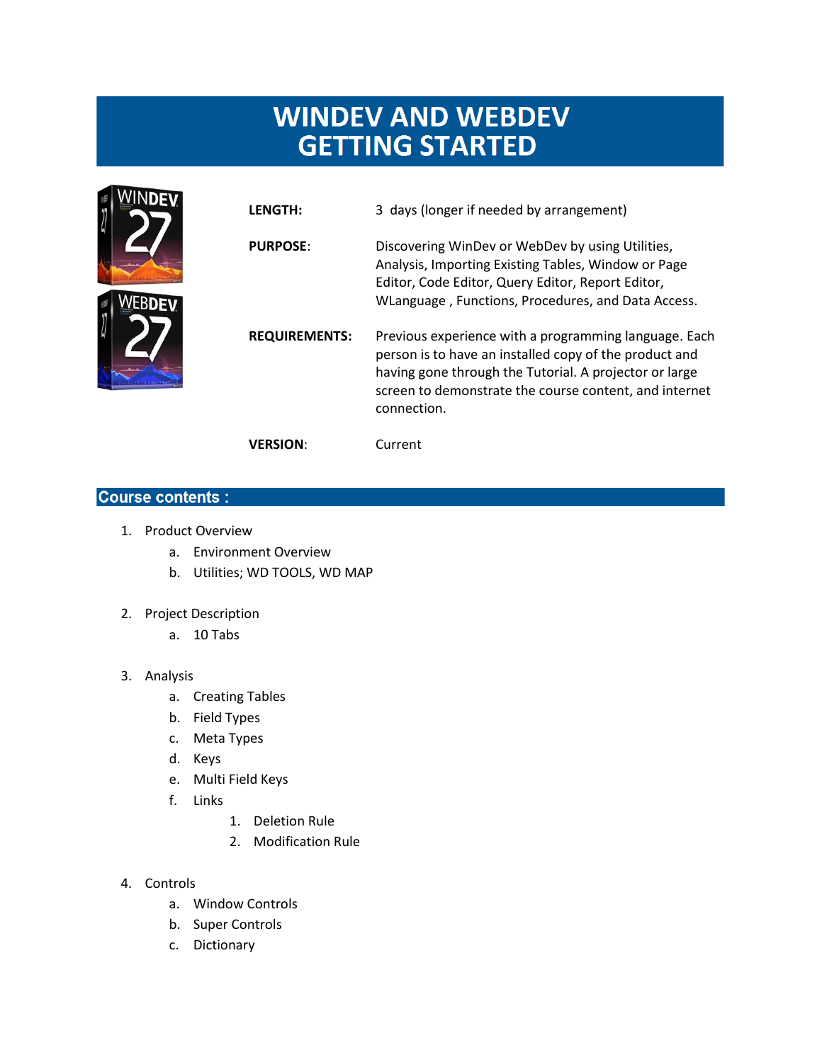# WINDEV AND WEBDEV GETTING STARTED

| | |
|---|---|
| **LENGTH:** | 3 days (longer if needed by arrangement) |
| **PURPOSE**: | Discovering WinDev or WebDev by using Utilities, Analysis, Importing Existing Tables, Window or Page Editor, Code Editor, Query Editor, Report Editor, WLanguage , Functions, Procedures, and Data Access. |
| **REQUIREMENTS:** | Previous experience with a programming language. Each person is to have an installed copy of the product and having gone through the Tutorial. A projector or large screen to demonstrate the course content, and internet connection. |
| **VERSION**: | Current |

## Course contents :

1. Product Overview
   a. Environment Overview
   b. Utilities; WD TOOLS, WD MAP

2. Project Description
   a. 10 Tabs

3. Analysis
   a. Creating Tables
   b. Field Types
   c. Meta Types
   d. Keys
   e. Multi Field Keys
   f. Links
      1. Deletion Rule
      2. Modification Rule

4. Controls
   a. Window Controls
   b. Super Controls
   c. Dictionary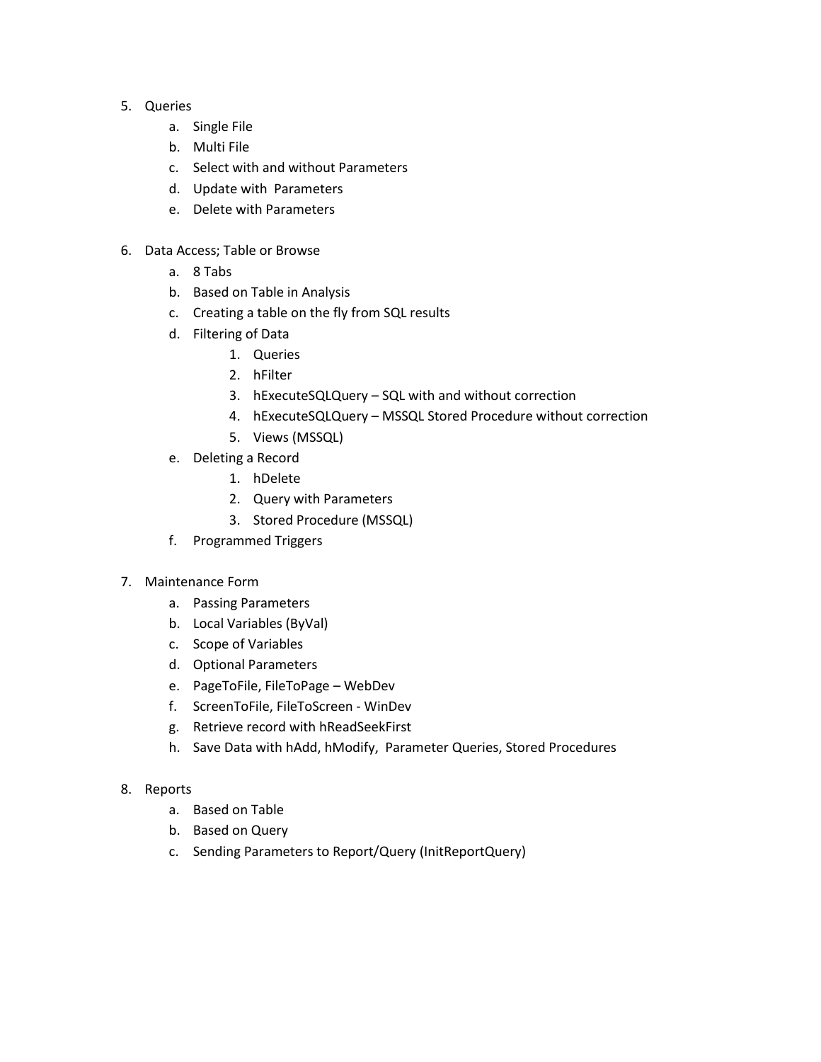5. Queries
    a. Single File
    b. Multi File
    c. Select with and without Parameters
    d. Update with  Parameters
    e. Delete with Parameters

6. Data Access; Table or Browse
    a. 8 Tabs
    b. Based on Table in Analysis
    c. Creating a table on the fly from SQL results
    d. Filtering of Data
        1. Queries
        2. hFilter
        3. hExecuteSQLQuery – SQL with and without correction
        4. hExecuteSQLQuery – MSSQL Stored Procedure without correction
        5. Views (MSSQL)
    e. Deleting a Record
        1. hDelete
        2. Query with Parameters
        3. Stored Procedure (MSSQL)
    f. Programmed Triggers

7. Maintenance Form
    a. Passing Parameters
    b. Local Variables (ByVal)
    c. Scope of Variables
    d. Optional Parameters
    e. PageToFile, FileToPage – WebDev
    f. ScreenToFile, FileToScreen - WinDev
    g. Retrieve record with hReadSeekFirst
    h. Save Data with hAdd, hModify,  Parameter Queries, Stored Procedures

8. Reports
    a. Based on Table
    b. Based on Query
    c. Sending Parameters to Report/Query (InitReportQuery)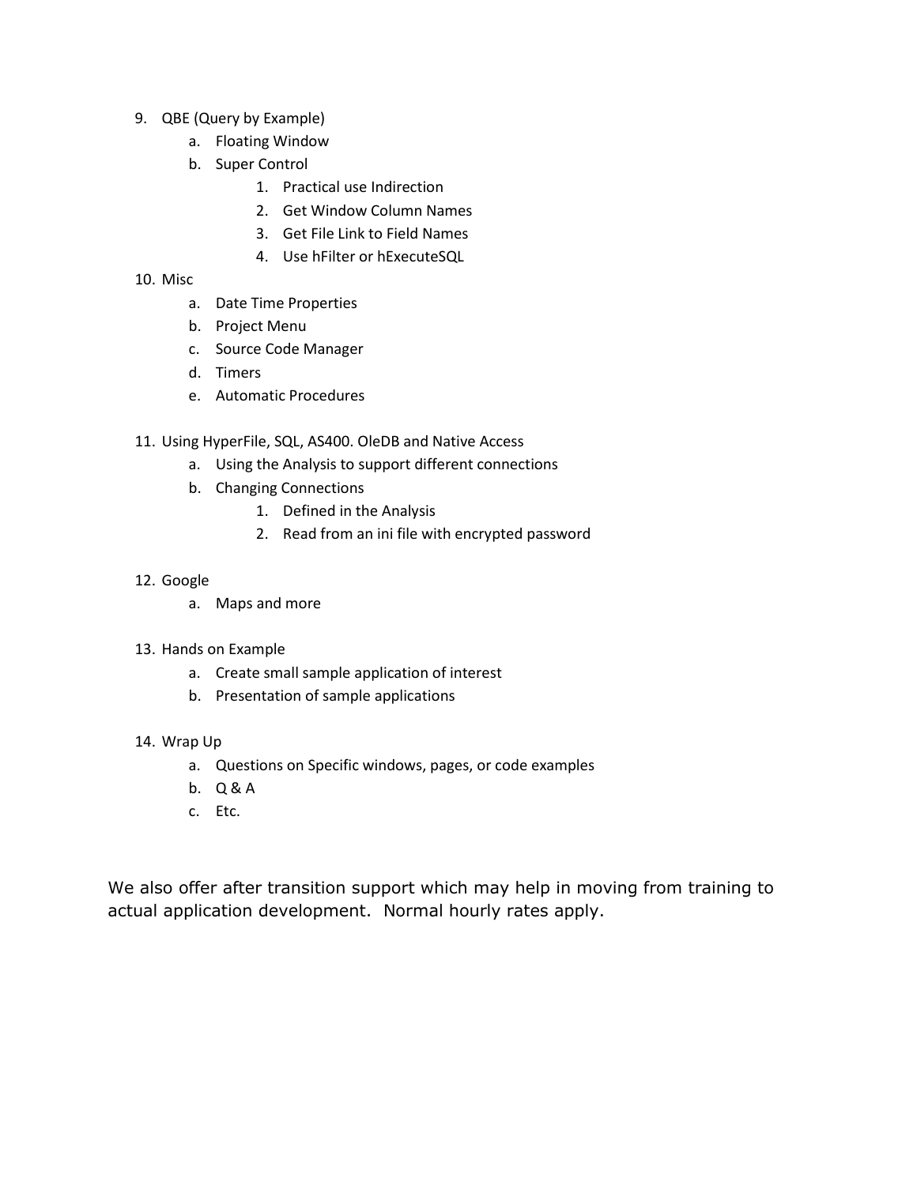9. QBE (Query by Example)
    a. Floating Window
    b. Super Control
        1. Practical use Indirection
        2. Get Window Column Names
        3. Get File Link to Field Names
        4. Use hFilter or hExecuteSQL
10. Misc
    a. Date Time Properties
    b. Project Menu
    c. Source Code Manager
    d. Timers
    e. Automatic Procedures
11. Using HyperFile, SQL, AS400. OleDB and Native Access
    a. Using the Analysis to support different connections
    b. Changing Connections
        1. Defined in the Analysis
        2. Read from an ini file with encrypted password
12. Google
    a. Maps and more
13. Hands on Example
    a. Create small sample application of interest
    b. Presentation of sample applications
14. Wrap Up
    a. Questions on Specific windows, pages, or code examples
    b. Q & A
    c. Etc.

We also offer after transition support which may help in moving from training to actual application development. Normal hourly rates apply.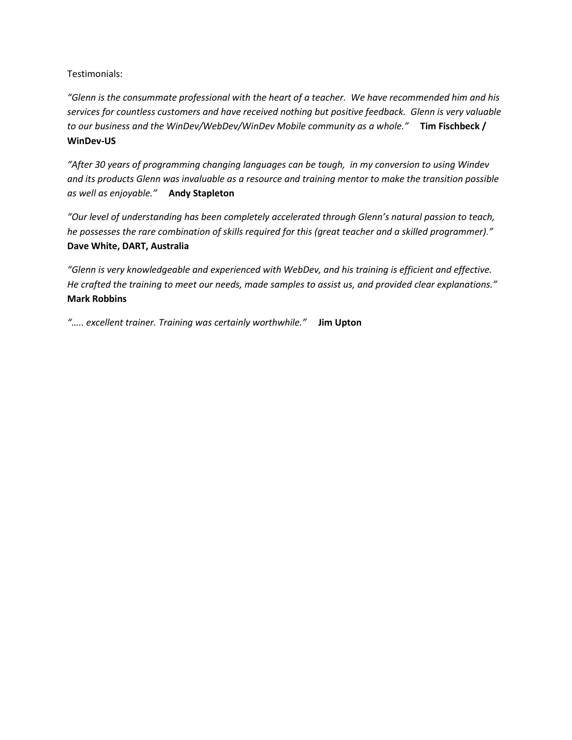Testimonials:

*"Glenn is the consummate professional with the heart of a teacher. We have recommended him and his services for countless customers and have received nothing but positive feedback. Glenn is very valuable to our business and the WinDev/WebDev/WinDev Mobile community as a whole."* **Tim Fischbeck / WinDev-US**

*"After 30 years of programming changing languages can be tough, in my conversion to using Windev and its products Glenn was invaluable as a resource and training mentor to make the transition possible as well as enjoyable."* **Andy Stapleton**

*"Our level of understanding has been completely accelerated through Glenn's natural passion to teach, he possesses the rare combination of skills required for this (great teacher and a skilled programmer)."* **Dave White, DART, Australia**

*"Glenn is very knowledgeable and experienced with WebDev, and his training is efficient and effective. He crafted the training to meet our needs, made samples to assist us, and provided clear explanations."* **Mark Robbins**

*"….. excellent trainer. Training was certainly worthwhile."* **Jim Upton**